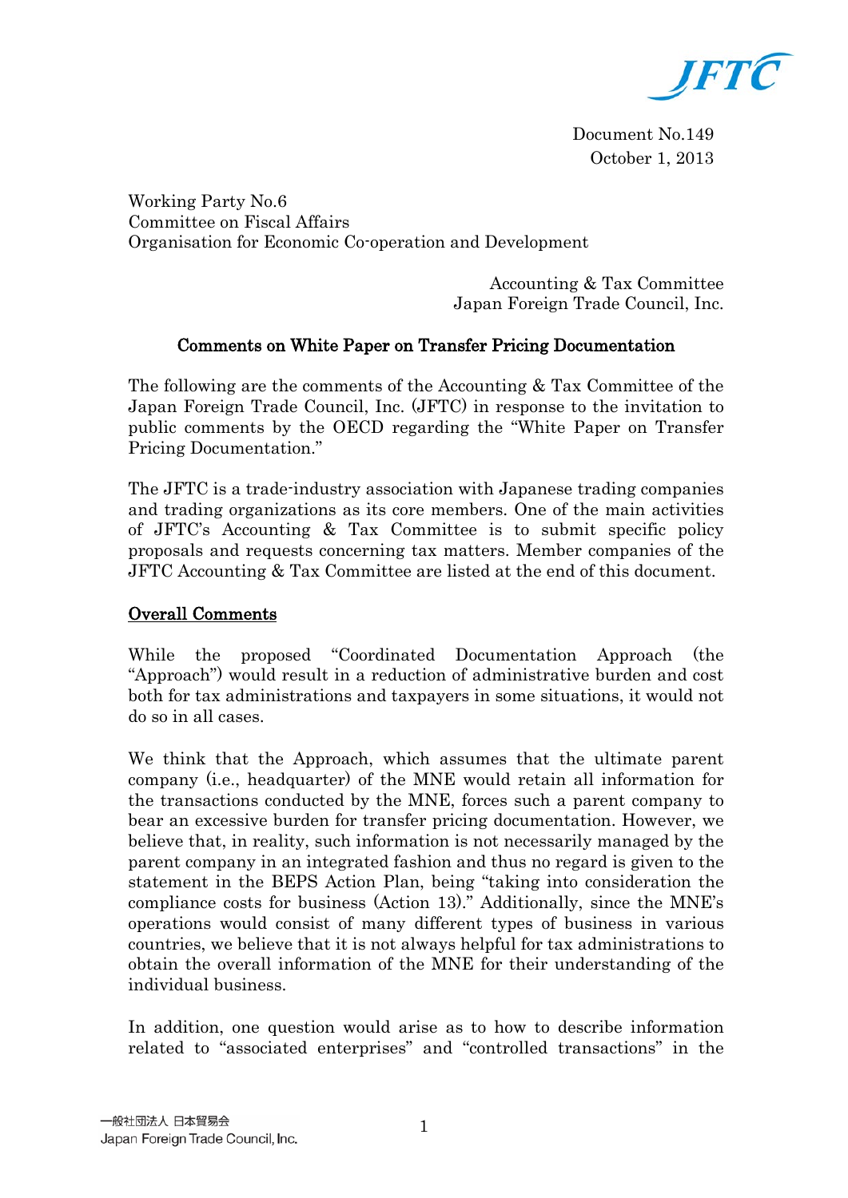JFTC

Document No.149
October 1, 2013

Working Party No.6
Committee on Fiscal Affairs
Organisation for Economic Co-operation and Development

Accounting & Tax Committee
Japan Foreign Trade Council, Inc.

## Comments on White Paper on Transfer Pricing Documentation

The following are the comments of the Accounting & Tax Committee of the Japan Foreign Trade Council, Inc. (JFTC) in response to the invitation to public comments by the OECD regarding the "White Paper on Transfer Pricing Documentation."

The JFTC is a trade-industry association with Japanese trading companies and trading organizations as its core members. One of the main activities of JFTC's Accounting & Tax Committee is to submit specific policy proposals and requests concerning tax matters. Member companies of the JFTC Accounting & Tax Committee are listed at the end of this document.

### Overall Comments

While the proposed "Coordinated Documentation Approach (the "Approach") would result in a reduction of administrative burden and cost both for tax administrations and taxpayers in some situations, it would not do so in all cases.

We think that the Approach, which assumes that the ultimate parent company (i.e., headquarter) of the MNE would retain all information for the transactions conducted by the MNE, forces such a parent company to bear an excessive burden for transfer pricing documentation. However, we believe that, in reality, such information is not necessarily managed by the parent company in an integrated fashion and thus no regard is given to the statement in the BEPS Action Plan, being "taking into consideration the compliance costs for business (Action 13)." Additionally, since the MNE's operations would consist of many different types of business in various countries, we believe that it is not always helpful for tax administrations to obtain the overall information of the MNE for their understanding of the individual business.

In addition, one question would arise as to how to describe information related to "associated enterprises" and "controlled transactions" in the

一般社団法人 日本貿易会
Japan Foreign Trade Council, Inc.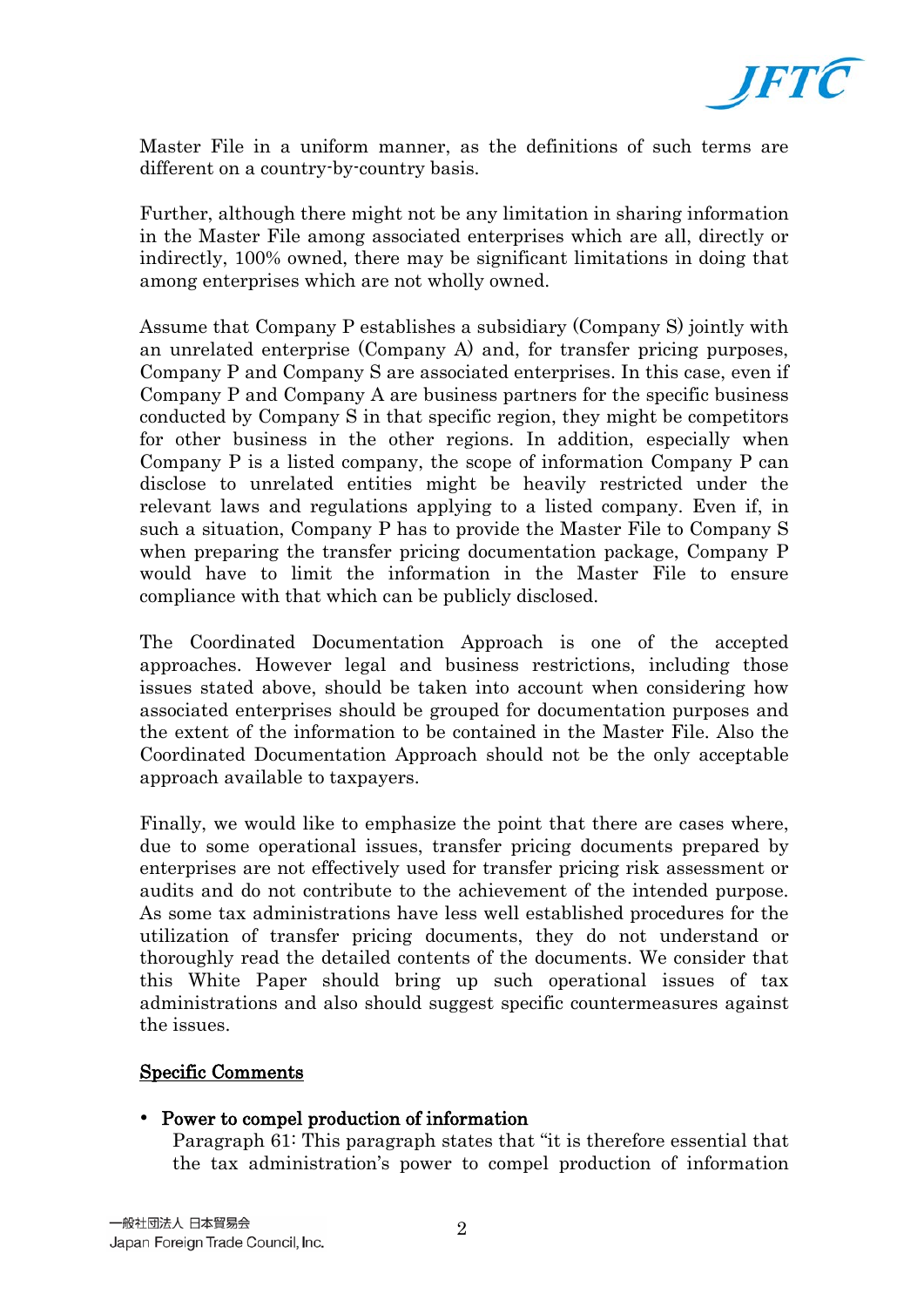Master File in a uniform manner, as the definitions of such terms are different on a country-by-country basis.

Further, although there might not be any limitation in sharing information in the Master File among associated enterprises which are all, directly or indirectly, 100% owned, there may be significant limitations in doing that among enterprises which are not wholly owned.

Assume that Company P establishes a subsidiary (Company S) jointly with an unrelated enterprise (Company A) and, for transfer pricing purposes, Company P and Company S are associated enterprises. In this case, even if Company P and Company A are business partners for the specific business conducted by Company S in that specific region, they might be competitors for other business in the other regions. In addition, especially when Company P is a listed company, the scope of information Company P can disclose to unrelated entities might be heavily restricted under the relevant laws and regulations applying to a listed company. Even if, in such a situation, Company P has to provide the Master File to Company S when preparing the transfer pricing documentation package, Company P would have to limit the information in the Master File to ensure compliance with that which can be publicly disclosed.

The Coordinated Documentation Approach is one of the accepted approaches. However legal and business restrictions, including those issues stated above, should be taken into account when considering how associated enterprises should be grouped for documentation purposes and the extent of the information to be contained in the Master File. Also the Coordinated Documentation Approach should not be the only acceptable approach available to taxpayers.

Finally, we would like to emphasize the point that there are cases where, due to some operational issues, transfer pricing documents prepared by enterprises are not effectively used for transfer pricing risk assessment or audits and do not contribute to the achievement of the intended purpose. As some tax administrations have less well established procedures for the utilization of transfer pricing documents, they do not understand or thoroughly read the detailed contents of the documents. We consider that this White Paper should bring up such operational issues of tax administrations and also should suggest specific countermeasures against the issues.

## Specific Comments

- **Power to compel production of information**
  Paragraph 61: This paragraph states that "it is therefore essential that the tax administration's power to compel production of information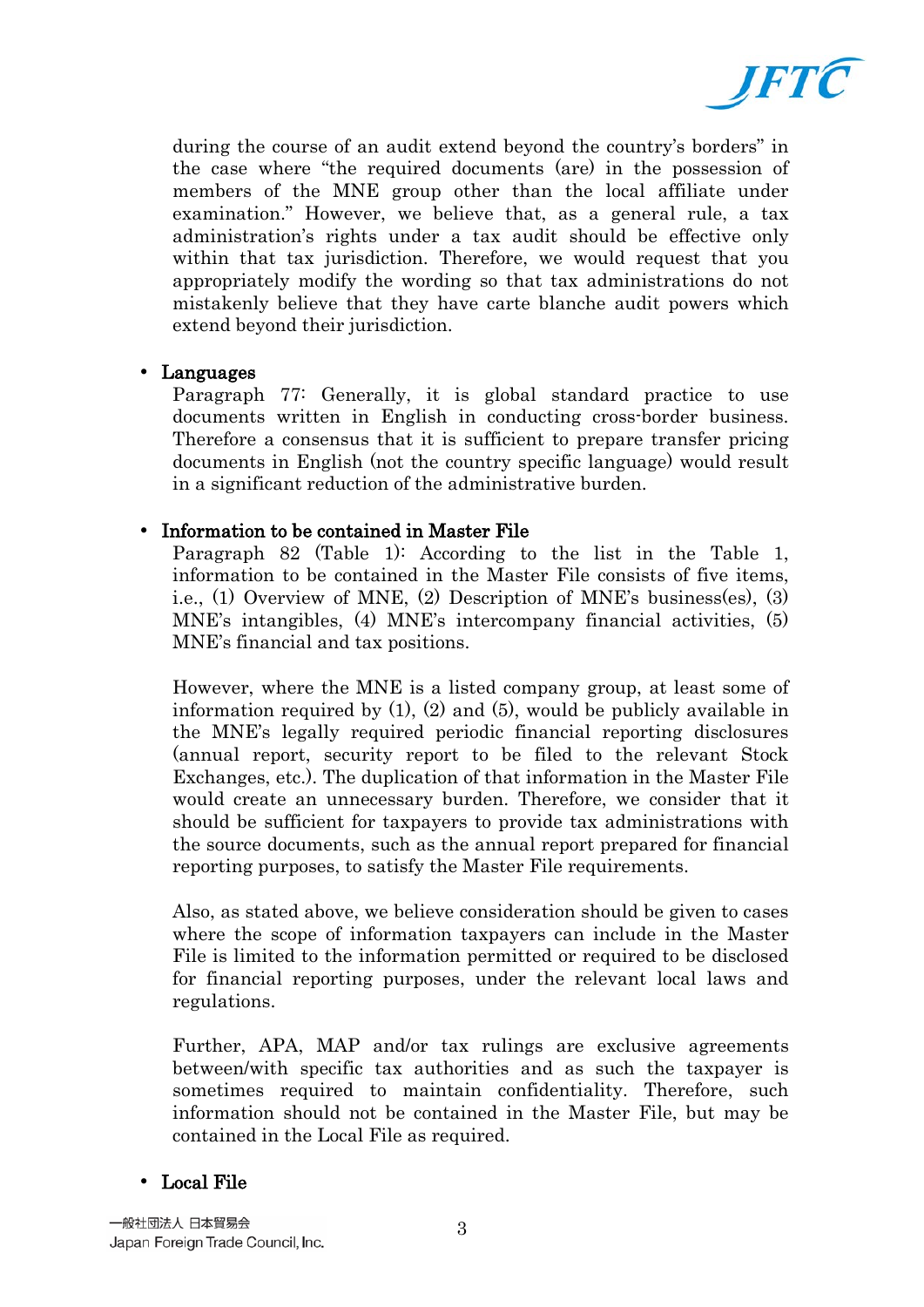during the course of an audit extend beyond the country's borders" in the case where "the required documents (are) in the possession of members of the MNE group other than the local affiliate under examination." However, we believe that, as a general rule, a tax administration's rights under a tax audit should be effective only within that tax jurisdiction. Therefore, we would request that you appropriately modify the wording so that tax administrations do not mistakenly believe that they have carte blanche audit powers which extend beyond their jurisdiction.

- **Languages**

  Paragraph 77: Generally, it is global standard practice to use documents written in English in conducting cross-border business. Therefore a consensus that it is sufficient to prepare transfer pricing documents in English (not the country specific language) would result in a significant reduction of the administrative burden.

- **Information to be contained in Master File**

  Paragraph 82 (Table 1): According to the list in the Table 1, information to be contained in the Master File consists of five items, i.e., (1) Overview of MNE, (2) Description of MNE's business(es), (3) MNE's intangibles, (4) MNE's intercompany financial activities, (5) MNE's financial and tax positions.

  However, where the MNE is a listed company group, at least some of information required by (1), (2) and (5), would be publicly available in the MNE's legally required periodic financial reporting disclosures (annual report, security report to be filed to the relevant Stock Exchanges, etc.). The duplication of that information in the Master File would create an unnecessary burden. Therefore, we consider that it should be sufficient for taxpayers to provide tax administrations with the source documents, such as the annual report prepared for financial reporting purposes, to satisfy the Master File requirements.

  Also, as stated above, we believe consideration should be given to cases where the scope of information taxpayers can include in the Master File is limited to the information permitted or required to be disclosed for financial reporting purposes, under the relevant local laws and regulations.

  Further, APA, MAP and/or tax rulings are exclusive agreements between/with specific tax authorities and as such the taxpayer is sometimes required to maintain confidentiality. Therefore, such information should not be contained in the Master File, but may be contained in the Local File as required.

- **Local File**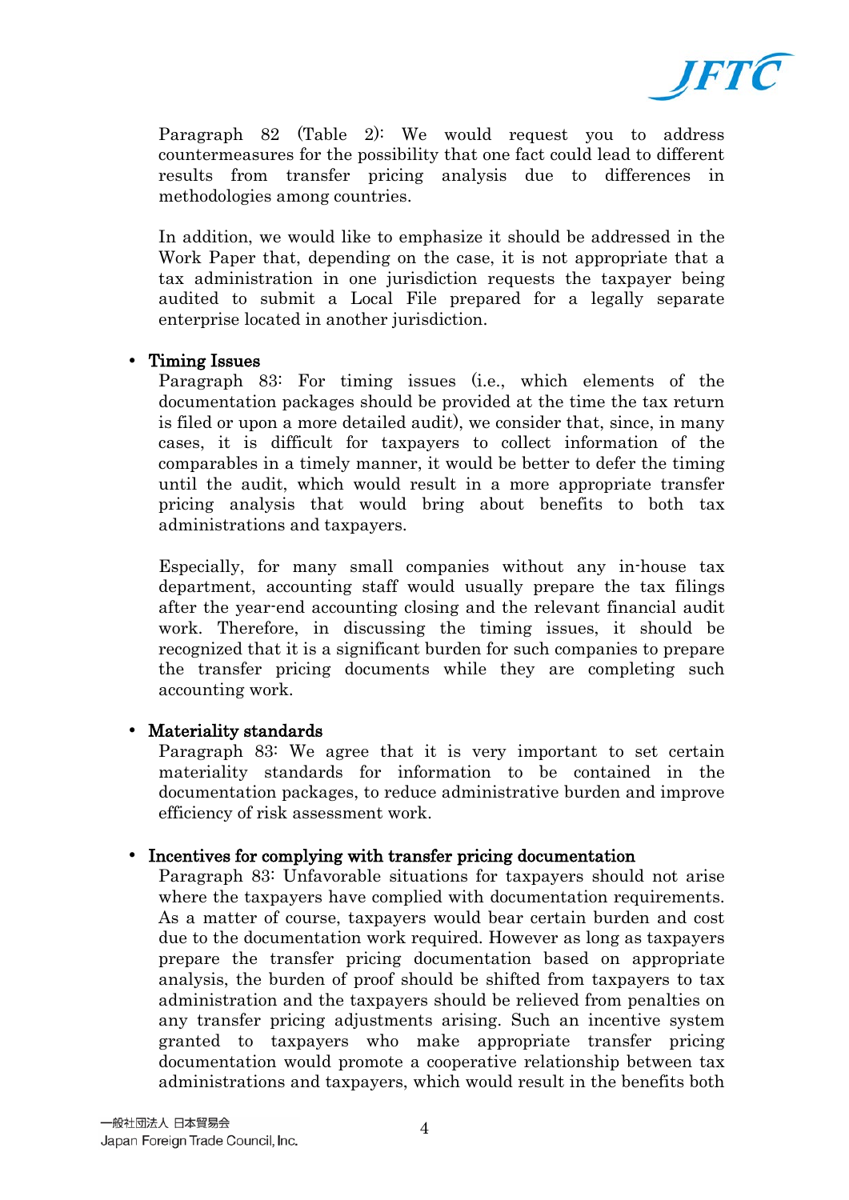Paragraph 82 (Table 2): We would request you to address countermeasures for the possibility that one fact could lead to different results from transfer pricing analysis due to differences in methodologies among countries.

In addition, we would like to emphasize it should be addressed in the Work Paper that, depending on the case, it is not appropriate that a tax administration in one jurisdiction requests the taxpayer being audited to submit a Local File prepared for a legally separate enterprise located in another jurisdiction.

- **Timing Issues**

  Paragraph 83: For timing issues (i.e., which elements of the documentation packages should be provided at the time the tax return is filed or upon a more detailed audit), we consider that, since, in many cases, it is difficult for taxpayers to collect information of the comparables in a timely manner, it would be better to defer the timing until the audit, which would result in a more appropriate transfer pricing analysis that would bring about benefits to both tax administrations and taxpayers.

  Especially, for many small companies without any in-house tax department, accounting staff would usually prepare the tax filings after the year-end accounting closing and the relevant financial audit work. Therefore, in discussing the timing issues, it should be recognized that it is a significant burden for such companies to prepare the transfer pricing documents while they are completing such accounting work.

- **Materiality standards**

  Paragraph 83: We agree that it is very important to set certain materiality standards for information to be contained in the documentation packages, to reduce administrative burden and improve efficiency of risk assessment work.

- **Incentives for complying with transfer pricing documentation**

  Paragraph 83: Unfavorable situations for taxpayers should not arise where the taxpayers have complied with documentation requirements. As a matter of course, taxpayers would bear certain burden and cost due to the documentation work required. However as long as taxpayers prepare the transfer pricing documentation based on appropriate analysis, the burden of proof should be shifted from taxpayers to tax administration and the taxpayers should be relieved from penalties on any transfer pricing adjustments arising. Such an incentive system granted to taxpayers who make appropriate transfer pricing documentation would promote a cooperative relationship between tax administrations and taxpayers, which would result in the benefits both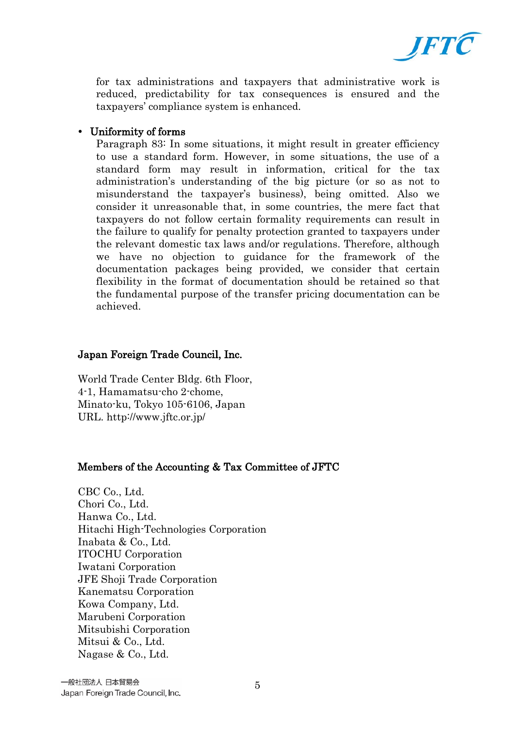for tax administrations and taxpayers that administrative work is reduced, predictability for tax consequences is ensured and the taxpayers' compliance system is enhanced.

- **Uniformity of forms**

  Paragraph 83: In some situations, it might result in greater efficiency to use a standard form. However, in some situations, the use of a standard form may result in information, critical for the tax administration's understanding of the big picture (or so as not to misunderstand the taxpayer's business), being omitted. Also we consider it unreasonable that, in some countries, the mere fact that taxpayers do not follow certain formality requirements can result in the failure to qualify for penalty protection granted to taxpayers under the relevant domestic tax laws and/or regulations. Therefore, although we have no objection to guidance for the framework of the documentation packages being provided, we consider that certain flexibility in the format of documentation should be retained so that the fundamental purpose of the transfer pricing documentation can be achieved.

**Japan Foreign Trade Council, Inc.**

World Trade Center Bldg. 6th Floor,
4-1, Hamamatsu-cho 2-chome,
Minato-ku, Tokyo 105-6106, Japan
URL. http://www.jftc.or.jp/

**Members of the Accounting & Tax Committee of JFTC**

CBC Co., Ltd.
Chori Co., Ltd.
Hanwa Co., Ltd.
Hitachi High-Technologies Corporation
Inabata & Co., Ltd.
ITOCHU Corporation
Iwatani Corporation
JFE Shoji Trade Corporation
Kanematsu Corporation
Kowa Company, Ltd.
Marubeni Corporation
Mitsubishi Corporation
Mitsui & Co., Ltd.
Nagase & Co., Ltd.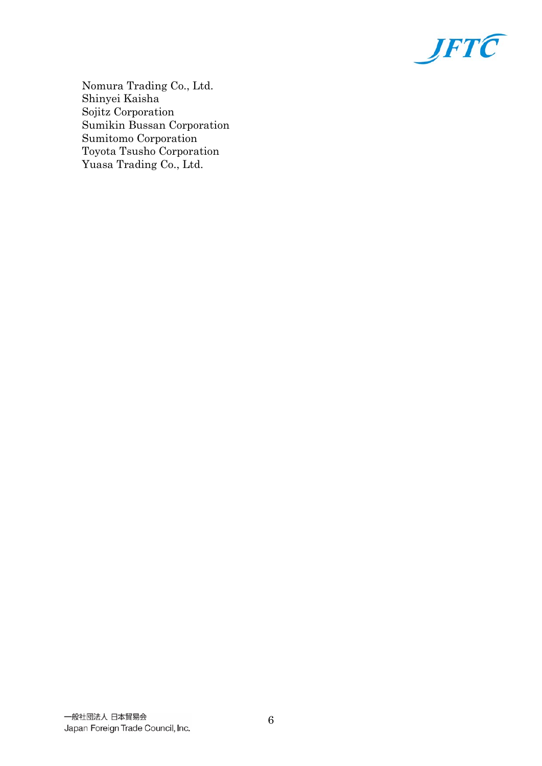Nomura Trading Co., Ltd.
Shinyei Kaisha
Sojitz Corporation
Sumikin Bussan Corporation
Sumitomo Corporation
Toyota Tsusho Corporation
Yuasa Trading Co., Ltd.